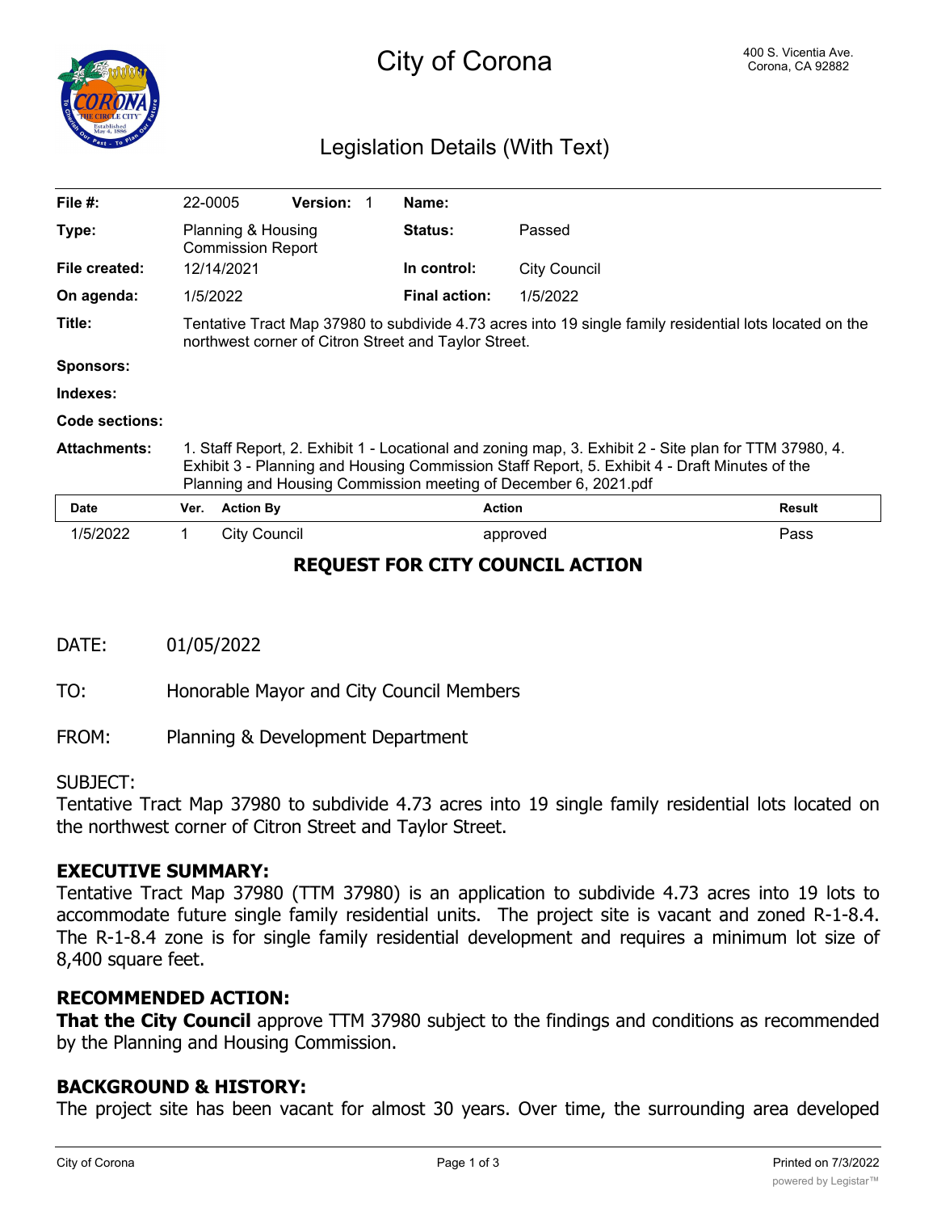# City of Corona

400 S. Vicentia Ave.
Corona, CA 92882

## Legislation Details (With Text)

| | | | |
|---|---|---|---|
| **File #:** | 22-0005 **Version:** 1 | **Name:** | |
| **Type:** | Planning & Housing Commission Report | **Status:** | Passed |
| **File created:** | 12/14/2021 | **In control:** | City Council |
| **On agenda:** | 1/5/2022 | **Final action:** | 1/5/2022 |
| **Title:** | Tentative Tract Map 37980 to subdivide 4.73 acres into 19 single family residential lots located on the northwest corner of Citron Street and Taylor Street. | | |
| **Sponsors:** | | | |
| **Indexes:** | | | |
| **Code sections:** | | | |
| **Attachments:** | 1. Staff Report, 2. Exhibit 1 - Locational and zoning map, 3. Exhibit 2 - Site plan for TTM 37980, 4. Exhibit 3 - Planning and Housing Commission Staff Report, 5. Exhibit 4 - Draft Minutes of the Planning and Housing Commission meeting of December 6, 2021.pdf | | |

| Date | Ver. | Action By | Action | Result |
|---|---|---|---|---|
| 1/5/2022 | 1 | City Council | approved | Pass |

## REQUEST FOR CITY COUNCIL ACTION

DATE: 01/05/2022

TO: Honorable Mayor and City Council Members

FROM: Planning & Development Department

SUBJECT:
Tentative Tract Map 37980 to subdivide 4.73 acres into 19 single family residential lots located on the northwest corner of Citron Street and Taylor Street.

### EXECUTIVE SUMMARY:

Tentative Tract Map 37980 (TTM 37980) is an application to subdivide 4.73 acres into 19 lots to accommodate future single family residential units. The project site is vacant and zoned R-1-8.4. The R-1-8.4 zone is for single family residential development and requires a minimum lot size of 8,400 square feet.

### RECOMMENDED ACTION:

**That the City Council** approve TTM 37980 subject to the findings and conditions as recommended by the Planning and Housing Commission.

### BACKGROUND & HISTORY:

The project site has been vacant for almost 30 years. Over time, the surrounding area developed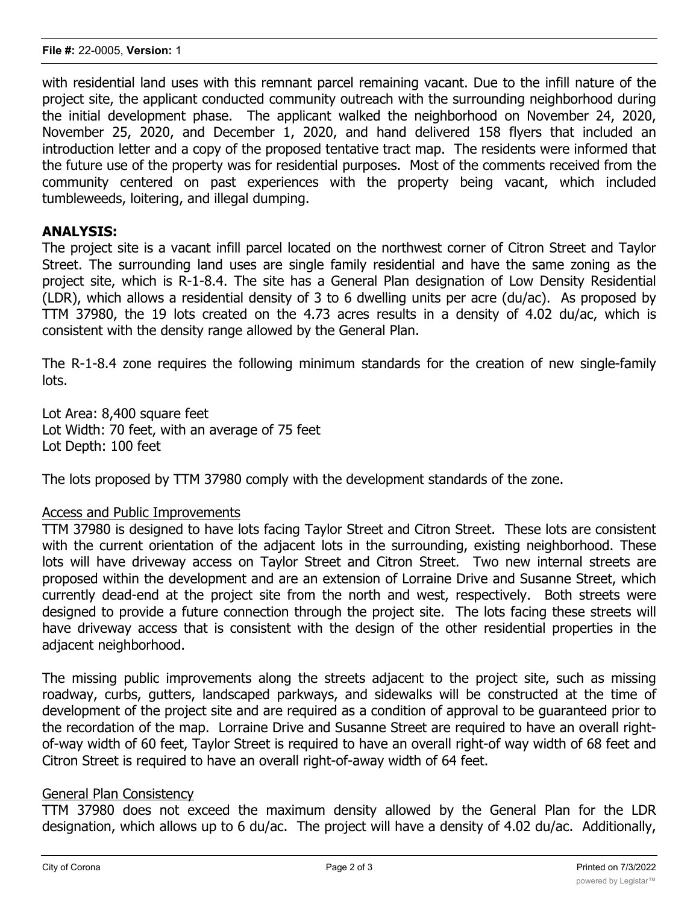with residential land uses with this remnant parcel remaining vacant. Due to the infill nature of the project site, the applicant conducted community outreach with the surrounding neighborhood during the initial development phase. The applicant walked the neighborhood on November 24, 2020, November 25, 2020, and December 1, 2020, and hand delivered 158 flyers that included an introduction letter and a copy of the proposed tentative tract map. The residents were informed that the future use of the property was for residential purposes. Most of the comments received from the community centered on past experiences with the property being vacant, which included tumbleweeds, loitering, and illegal dumping.

## ANALYSIS:

The project site is a vacant infill parcel located on the northwest corner of Citron Street and Taylor Street. The surrounding land uses are single family residential and have the same zoning as the project site, which is R-1-8.4. The site has a General Plan designation of Low Density Residential (LDR), which allows a residential density of 3 to 6 dwelling units per acre (du/ac). As proposed by TTM 37980, the 19 lots created on the 4.73 acres results in a density of 4.02 du/ac, which is consistent with the density range allowed by the General Plan.

The R-1-8.4 zone requires the following minimum standards for the creation of new single-family lots.

Lot Area: 8,400 square feet
Lot Width: 70 feet, with an average of 75 feet
Lot Depth: 100 feet

The lots proposed by TTM 37980 comply with the development standards of the zone.

### Access and Public Improvements

TTM 37980 is designed to have lots facing Taylor Street and Citron Street. These lots are consistent with the current orientation of the adjacent lots in the surrounding, existing neighborhood. These lots will have driveway access on Taylor Street and Citron Street. Two new internal streets are proposed within the development and are an extension of Lorraine Drive and Susanne Street, which currently dead-end at the project site from the north and west, respectively. Both streets were designed to provide a future connection through the project site. The lots facing these streets will have driveway access that is consistent with the design of the other residential properties in the adjacent neighborhood.

The missing public improvements along the streets adjacent to the project site, such as missing roadway, curbs, gutters, landscaped parkways, and sidewalks will be constructed at the time of development of the project site and are required as a condition of approval to be guaranteed prior to the recordation of the map. Lorraine Drive and Susanne Street are required to have an overall right-of-way width of 60 feet, Taylor Street is required to have an overall right-of way width of 68 feet and Citron Street is required to have an overall right-of-away width of 64 feet.

### General Plan Consistency

TTM 37980 does not exceed the maximum density allowed by the General Plan for the LDR designation, which allows up to 6 du/ac. The project will have a density of 4.02 du/ac. Additionally,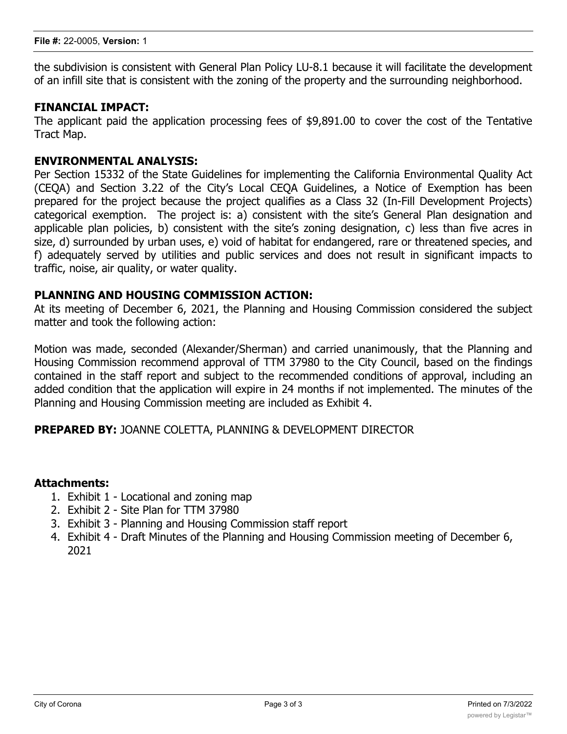the subdivision is consistent with General Plan Policy LU-8.1 because it will facilitate the development of an infill site that is consistent with the zoning of the property and the surrounding neighborhood.

**FINANCIAL IMPACT:**

The applicant paid the application processing fees of $9,891.00 to cover the cost of the Tentative Tract Map.

**ENVIRONMENTAL ANALYSIS:**

Per Section 15332 of the State Guidelines for implementing the California Environmental Quality Act (CEQA) and Section 3.22 of the City's Local CEQA Guidelines, a Notice of Exemption has been prepared for the project because the project qualifies as a Class 32 (In-Fill Development Projects) categorical exemption. The project is: a) consistent with the site's General Plan designation and applicable plan policies, b) consistent with the site's zoning designation, c) less than five acres in size, d) surrounded by urban uses, e) void of habitat for endangered, rare or threatened species, and f) adequately served by utilities and public services and does not result in significant impacts to traffic, noise, air quality, or water quality.

**PLANNING AND HOUSING COMMISSION ACTION:**

At its meeting of December 6, 2021, the Planning and Housing Commission considered the subject matter and took the following action:

Motion was made, seconded (Alexander/Sherman) and carried unanimously, that the Planning and Housing Commission recommend approval of TTM 37980 to the City Council, based on the findings contained in the staff report and subject to the recommended conditions of approval, including an added condition that the application will expire in 24 months if not implemented. The minutes of the Planning and Housing Commission meeting are included as Exhibit 4.

**PREPARED BY:** JOANNE COLETTA, PLANNING & DEVELOPMENT DIRECTOR

**Attachments:**

1. Exhibit 1 - Locational and zoning map
2. Exhibit 2 - Site Plan for TTM 37980
3. Exhibit 3 - Planning and Housing Commission staff report
4. Exhibit 4 - Draft Minutes of the Planning and Housing Commission meeting of December 6, 2021